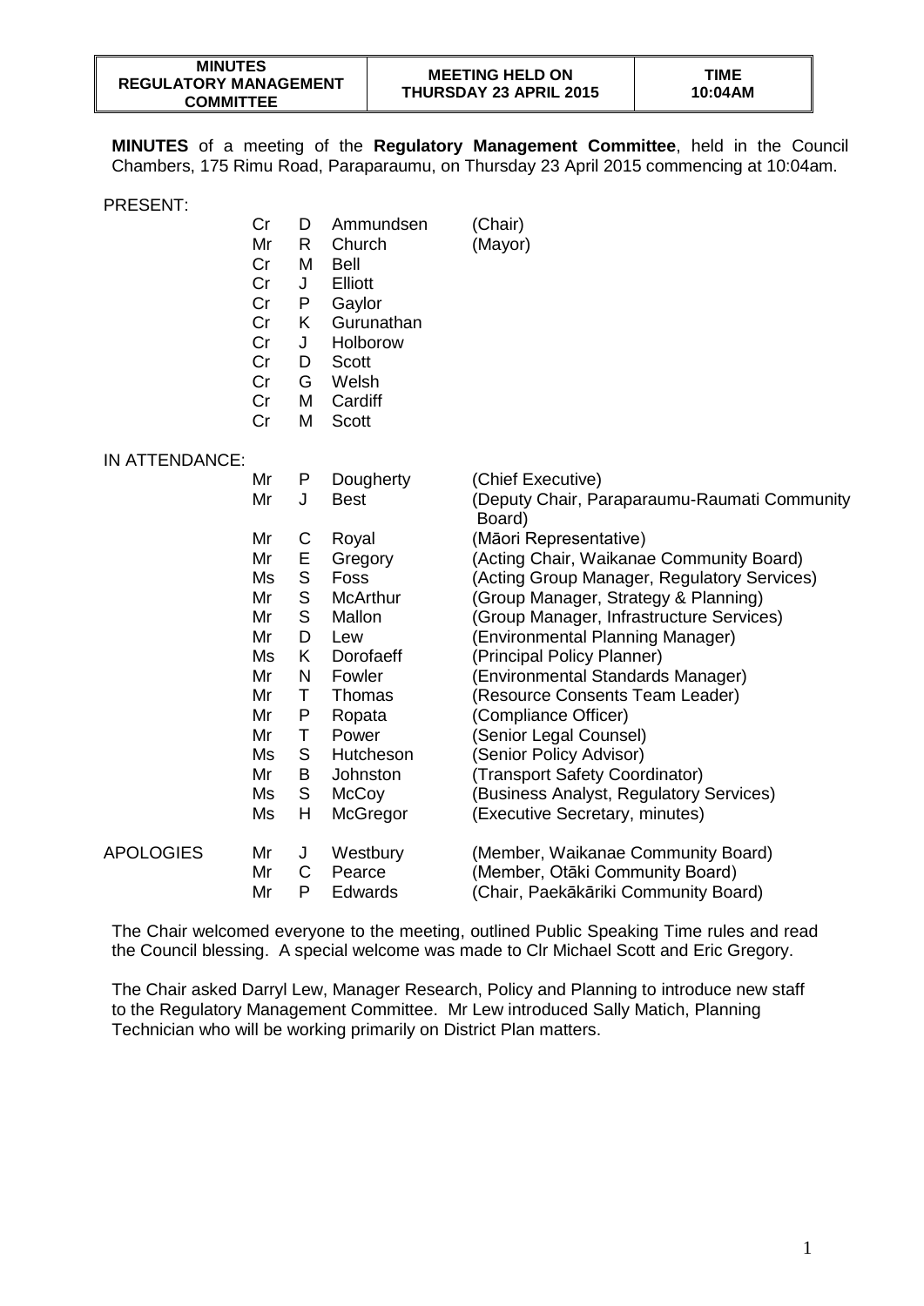| MINUTES REGULATORY MANAGEMENT COMMITTEE | MEETING HELD ON THURSDAY 23 APRIL 2015 | TIME 10:04AM |
| --- | --- | --- |

**MINUTES** of a meeting of the **Regulatory Management Committee**, held in the Council Chambers, 175 Rimu Road, Paraparaumu, on Thursday 23 April 2015 commencing at 10:04am.

PRESENT:

| | | | | |
| --- | --- | --- | --- | --- |
| Cr | D | Ammundsen | (Chair) |
| Mr | R | Church | (Mayor) |
| Cr | M | Bell | |
| Cr | J | Elliott | |
| Cr | P | Gaylor | |
| Cr | K | Gurunathan | |
| Cr | J | Holborow | |
| Cr | D | Scott | |
| Cr | G | Welsh | |
| Cr | M | Cardiff | |
| Cr | M | Scott | |

IN ATTENDANCE:

| | | | |
| --- | --- | --- | --- |
| Mr | P | Dougherty | (Chief Executive) |
| Mr | J | Best | (Deputy Chair, Paraparaumu-Raumati Community Board) |
| Mr | C | Royal | (Māori Representative) |
| Mr | E | Gregory | (Acting Chair, Waikanae Community Board) |
| Ms | S | Foss | (Acting Group Manager, Regulatory Services) |
| Mr | S | McArthur | (Group Manager, Strategy & Planning) |
| Mr | S | Mallon | (Group Manager, Infrastructure Services) |
| Mr | D | Lew | (Environmental Planning Manager) |
| Ms | K | Dorofaeff | (Principal Policy Planner) |
| Mr | N | Fowler | (Environmental Standards Manager) |
| Mr | T | Thomas | (Resource Consents Team Leader) |
| Mr | P | Ropata | (Compliance Officer) |
| Mr | T | Power | (Senior Legal Counsel) |
| Ms | S | Hutcheson | (Senior Policy Advisor) |
| Mr | B | Johnston | (Transport Safety Coordinator) |
| Ms | S | McCoy | (Business Analyst, Regulatory Services) |
| Ms | H | McGregor | (Executive Secretary, minutes) |

APOLOGIES

| | | | |
| --- | --- | --- | --- |
| Mr | J | Westbury | (Member, Waikanae Community Board) |
| Mr | C | Pearce | (Member, Otāki Community Board) |
| Mr | P | Edwards | (Chair, Paekākāriki Community Board) |

The Chair welcomed everyone to the meeting, outlined Public Speaking Time rules and read the Council blessing. A special welcome was made to Clr Michael Scott and Eric Gregory.

The Chair asked Darryl Lew, Manager Research, Policy and Planning to introduce new staff to the Regulatory Management Committee. Mr Lew introduced Sally Matich, Planning Technician who will be working primarily on District Plan matters.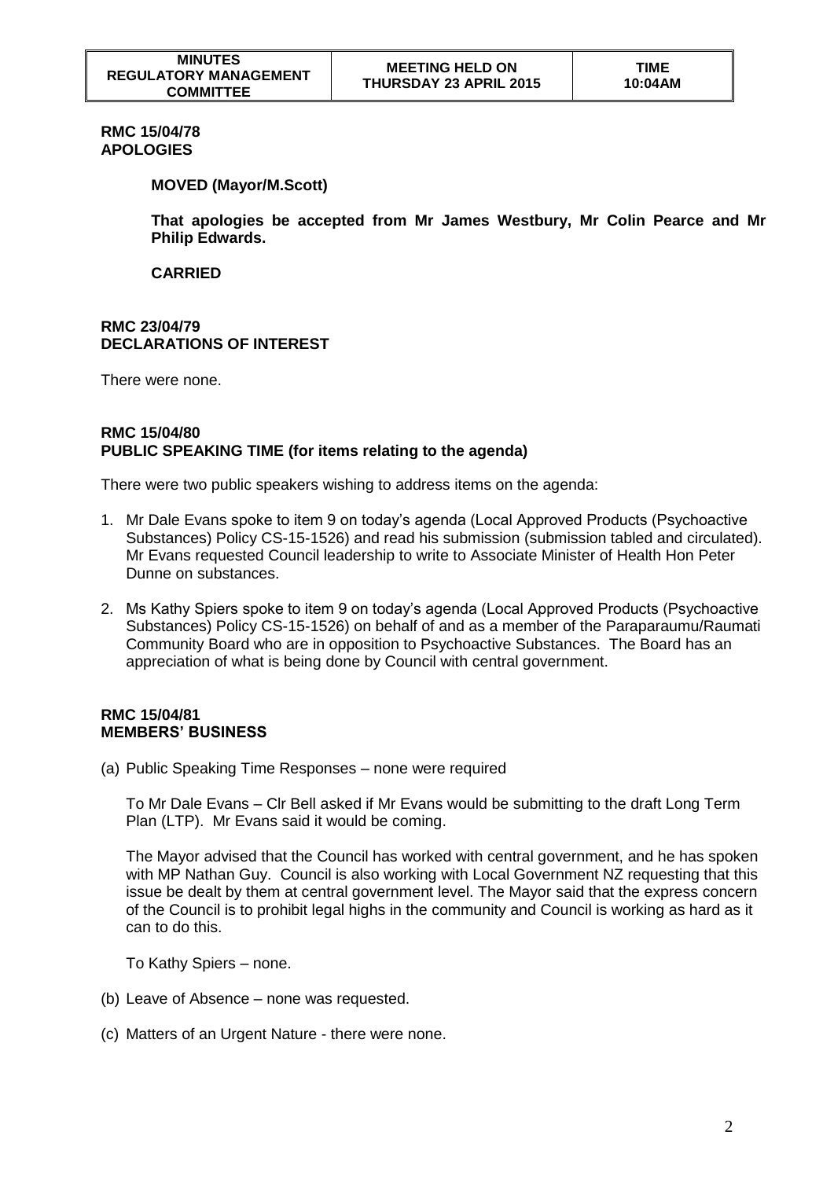| MINUTES REGULATORY MANAGEMENT COMMITTEE | MEETING HELD ON THURSDAY 23 APRIL 2015 | TIME 10:04AM |
|---|---|---|

**RMC 15/04/78**
**APOLOGIES**

**MOVED (Mayor/M.Scott)**

**That apologies be accepted from Mr James Westbury, Mr Colin Pearce and Mr Philip Edwards.**

**CARRIED**

**RMC 23/04/79**
**DECLARATIONS OF INTEREST**

There were none.

**RMC 15/04/80**
**PUBLIC SPEAKING TIME (for items relating to the agenda)**

There were two public speakers wishing to address items on the agenda:

1. Mr Dale Evans spoke to item 9 on today's agenda (Local Approved Products (Psychoactive Substances) Policy CS-15-1526) and read his submission (submission tabled and circulated). Mr Evans requested Council leadership to write to Associate Minister of Health Hon Peter Dunne on substances.
2. Ms Kathy Spiers spoke to item 9 on today's agenda (Local Approved Products (Psychoactive Substances) Policy CS-15-1526) on behalf of and as a member of the Paraparaumu/Raumati Community Board who are in opposition to Psychoactive Substances. The Board has an appreciation of what is being done by Council with central government.

**RMC 15/04/81**
**MEMBERS' BUSINESS**

(a) Public Speaking Time Responses – none were required

To Mr Dale Evans – Clr Bell asked if Mr Evans would be submitting to the draft Long Term Plan (LTP). Mr Evans said it would be coming.

The Mayor advised that the Council has worked with central government, and he has spoken with MP Nathan Guy. Council is also working with Local Government NZ requesting that this issue be dealt by them at central government level. The Mayor said that the express concern of the Council is to prohibit legal highs in the community and Council is working as hard as it can to do this.

To Kathy Spiers – none.

(b) Leave of Absence – none was requested.

(c) Matters of an Urgent Nature - there were none.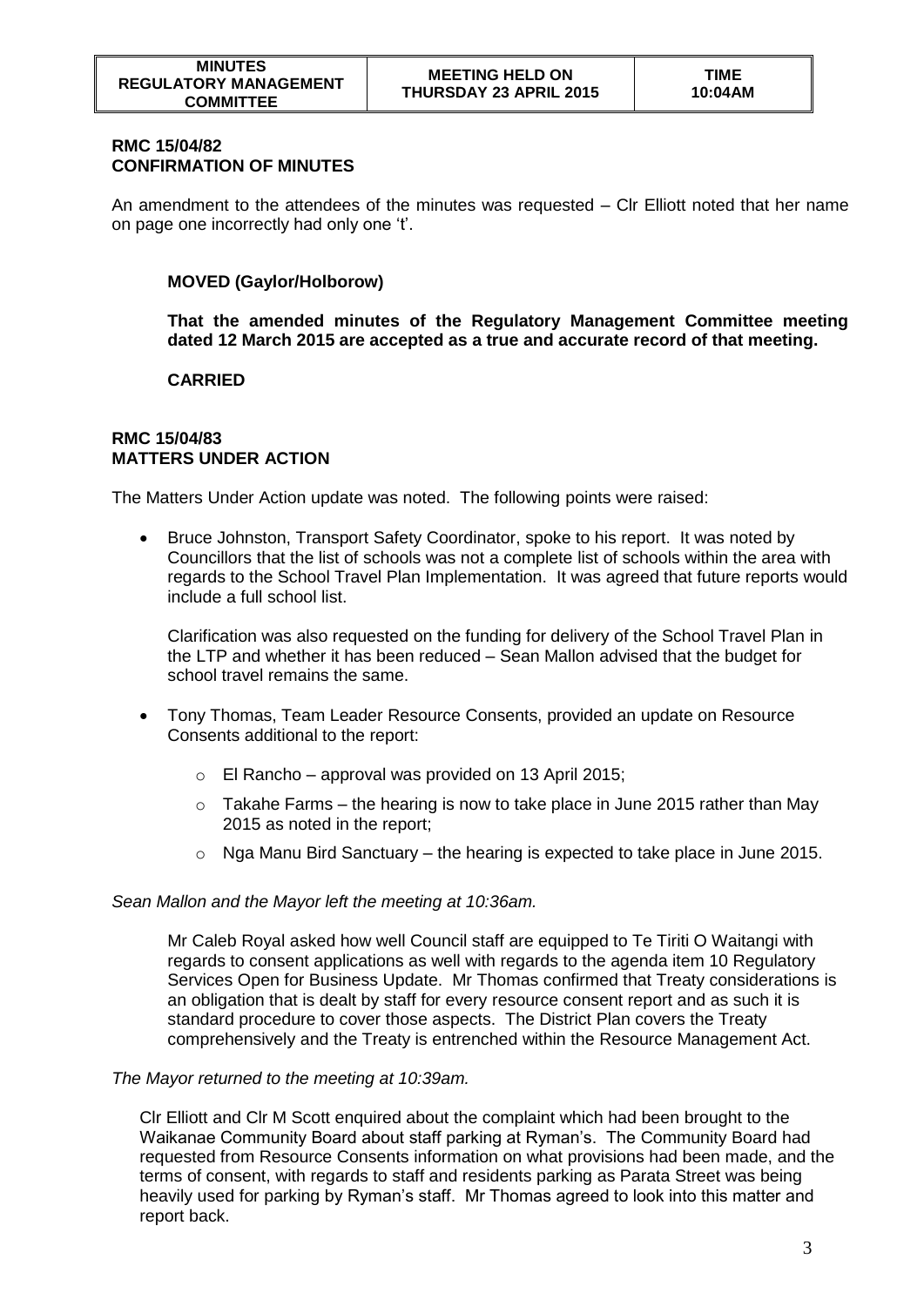**RMC 15/04/82**
**CONFIRMATION OF MINUTES**

An amendment to the attendees of the minutes was requested – Clr Elliott noted that her name on page one incorrectly had only one 't'.

**MOVED (Gaylor/Holborow)**

**That the amended minutes of the Regulatory Management Committee meeting dated 12 March 2015 are accepted as a true and accurate record of that meeting.**

**CARRIED**

**RMC 15/04/83**
**MATTERS UNDER ACTION**

The Matters Under Action update was noted. The following points were raised:

- Bruce Johnston, Transport Safety Coordinator, spoke to his report. It was noted by Councillors that the list of schools was not a complete list of schools within the area with regards to the School Travel Plan Implementation. It was agreed that future reports would include a full school list.

  Clarification was also requested on the funding for delivery of the School Travel Plan in the LTP and whether it has been reduced – Sean Mallon advised that the budget for school travel remains the same.

- Tony Thomas, Team Leader Resource Consents, provided an update on Resource Consents additional to the report:

  - El Rancho – approval was provided on 13 April 2015;
  - Takahe Farms – the hearing is now to take place in June 2015 rather than May 2015 as noted in the report;
  - Nga Manu Bird Sanctuary – the hearing is expected to take place in June 2015.

*Sean Mallon and the Mayor left the meeting at 10:36am.*

Mr Caleb Royal asked how well Council staff are equipped to Te Tiriti O Waitangi with regards to consent applications as well with regards to the agenda item 10 Regulatory Services Open for Business Update. Mr Thomas confirmed that Treaty considerations is an obligation that is dealt by staff for every resource consent report and as such it is standard procedure to cover those aspects. The District Plan covers the Treaty comprehensively and the Treaty is entrenched within the Resource Management Act.

*The Mayor returned to the meeting at 10:39am.*

Clr Elliott and Clr M Scott enquired about the complaint which had been brought to the Waikanae Community Board about staff parking at Ryman's. The Community Board had requested from Resource Consents information on what provisions had been made, and the terms of consent, with regards to staff and residents parking as Parata Street was being heavily used for parking by Ryman's staff. Mr Thomas agreed to look into this matter and report back.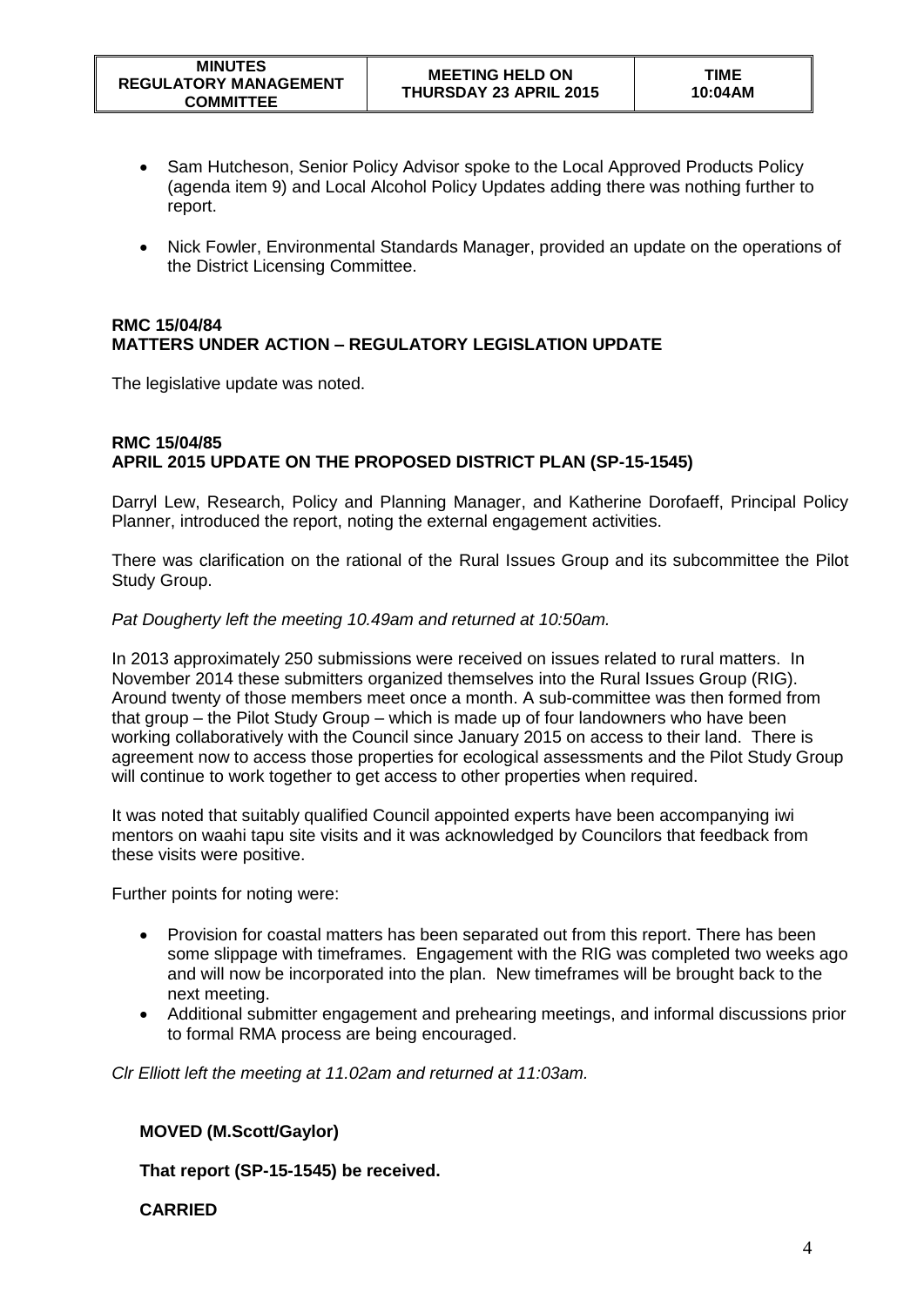- Sam Hutcheson, Senior Policy Advisor spoke to the Local Approved Products Policy (agenda item 9) and Local Alcohol Policy Updates adding there was nothing further to report.
- Nick Fowler, Environmental Standards Manager, provided an update on the operations of the District Licensing Committee.

**RMC 15/04/84**
**MATTERS UNDER ACTION – REGULATORY LEGISLATION UPDATE**

The legislative update was noted.

**RMC 15/04/85**
**APRIL 2015 UPDATE ON THE PROPOSED DISTRICT PLAN (SP-15-1545)**

Darryl Lew, Research, Policy and Planning Manager, and Katherine Dorofaeff, Principal Policy Planner, introduced the report, noting the external engagement activities.

There was clarification on the rational of the Rural Issues Group and its subcommittee the Pilot Study Group.

*Pat Dougherty left the meeting 10.49am and returned at 10:50am.*

In 2013 approximately 250 submissions were received on issues related to rural matters. In November 2014 these submitters organized themselves into the Rural Issues Group (RIG). Around twenty of those members meet once a month. A sub-committee was then formed from that group – the Pilot Study Group – which is made up of four landowners who have been working collaboratively with the Council since January 2015 on access to their land. There is agreement now to access those properties for ecological assessments and the Pilot Study Group will continue to work together to get access to other properties when required.

It was noted that suitably qualified Council appointed experts have been accompanying iwi mentors on waahi tapu site visits and it was acknowledged by Councilors that feedback from these visits were positive.

Further points for noting were:

- Provision for coastal matters has been separated out from this report. There has been some slippage with timeframes. Engagement with the RIG was completed two weeks ago and will now be incorporated into the plan. New timeframes will be brought back to the next meeting.
- Additional submitter engagement and prehearing meetings, and informal discussions prior to formal RMA process are being encouraged.

*Clr Elliott left the meeting at 11.02am and returned at 11:03am.*

**MOVED (M.Scott/Gaylor)**

**That report (SP-15-1545) be received.**

**CARRIED**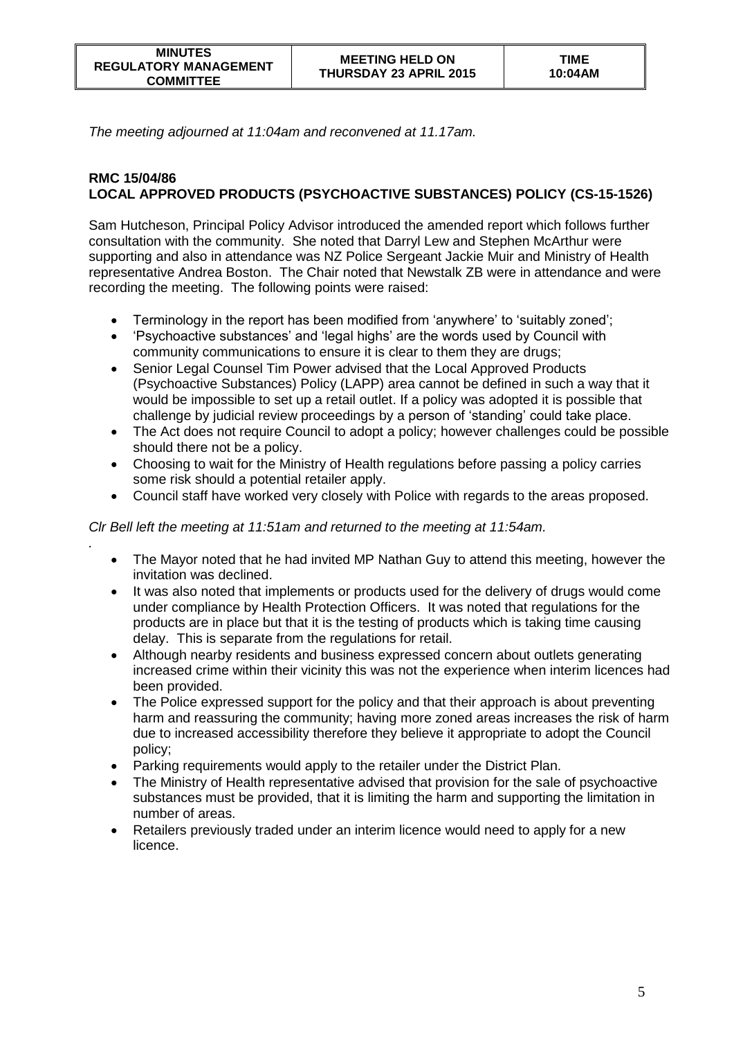*The meeting adjourned at 11:04am and reconvened at 11.17am.*

**RMC 15/04/86**
**LOCAL APPROVED PRODUCTS (PSYCHOACTIVE SUBSTANCES) POLICY (CS-15-1526)**

Sam Hutcheson, Principal Policy Advisor introduced the amended report which follows further consultation with the community. She noted that Darryl Lew and Stephen McArthur were supporting and also in attendance was NZ Police Sergeant Jackie Muir and Ministry of Health representative Andrea Boston. The Chair noted that Newstalk ZB were in attendance and were recording the meeting. The following points were raised:

- Terminology in the report has been modified from 'anywhere' to 'suitably zoned';
- 'Psychoactive substances' and 'legal highs' are the words used by Council with community communications to ensure it is clear to them they are drugs;
- Senior Legal Counsel Tim Power advised that the Local Approved Products (Psychoactive Substances) Policy (LAPP) area cannot be defined in such a way that it would be impossible to set up a retail outlet. If a policy was adopted it is possible that challenge by judicial review proceedings by a person of 'standing' could take place.
- The Act does not require Council to adopt a policy; however challenges could be possible should there not be a policy.
- Choosing to wait for the Ministry of Health regulations before passing a policy carries some risk should a potential retailer apply.
- Council staff have worked very closely with Police with regards to the areas proposed.

*Clr Bell left the meeting at 11:51am and returned to the meeting at 11:54am.*

.

- The Mayor noted that he had invited MP Nathan Guy to attend this meeting, however the invitation was declined.
- It was also noted that implements or products used for the delivery of drugs would come under compliance by Health Protection Officers. It was noted that regulations for the products are in place but that it is the testing of products which is taking time causing delay. This is separate from the regulations for retail.
- Although nearby residents and business expressed concern about outlets generating increased crime within their vicinity this was not the experience when interim licences had been provided.
- The Police expressed support for the policy and that their approach is about preventing harm and reassuring the community; having more zoned areas increases the risk of harm due to increased accessibility therefore they believe it appropriate to adopt the Council policy;
- Parking requirements would apply to the retailer under the District Plan.
- The Ministry of Health representative advised that provision for the sale of psychoactive substances must be provided, that it is limiting the harm and supporting the limitation in number of areas.
- Retailers previously traded under an interim licence would need to apply for a new licence.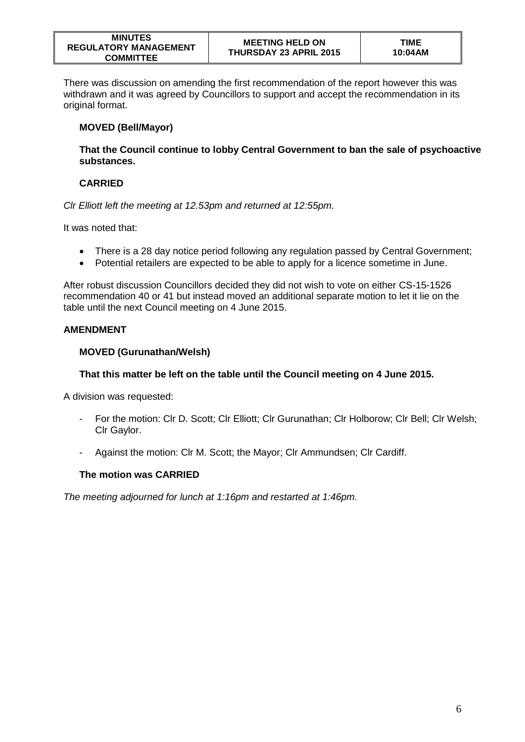There was discussion on amending the first recommendation of the report however this was withdrawn and it was agreed by Councillors to support and accept the recommendation in its original format.

**MOVED (Bell/Mayor)**

**That the Council continue to lobby Central Government to ban the sale of psychoactive substances.**

**CARRIED**

*Clr Elliott left the meeting at 12.53pm and returned at 12:55pm.*

It was noted that:

- There is a 28 day notice period following any regulation passed by Central Government;
- Potential retailers are expected to be able to apply for a licence sometime in June.

After robust discussion Councillors decided they did not wish to vote on either CS-15-1526 recommendation 40 or 41 but instead moved an additional separate motion to let it lie on the table until the next Council meeting on 4 June 2015.

**AMENDMENT**

**MOVED (Gurunathan/Welsh)**

**That this matter be left on the table until the Council meeting on 4 June 2015.**

A division was requested:

- For the motion: Clr D. Scott; Clr Elliott; Clr Gurunathan; Clr Holborow; Clr Bell; Clr Welsh; Clr Gaylor.
- Against the motion: Clr M. Scott; the Mayor; Clr Ammundsen; Clr Cardiff.

**The motion was CARRIED**

*The meeting adjourned for lunch at 1:16pm and restarted at 1:46pm.*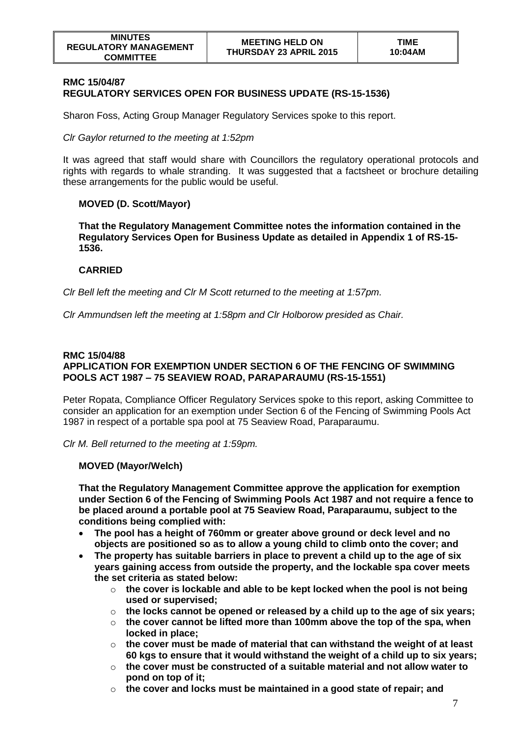**RMC 15/04/87**
**REGULATORY SERVICES OPEN FOR BUSINESS UPDATE (RS-15-1536)**

Sharon Foss, Acting Group Manager Regulatory Services spoke to this report.

*Clr Gaylor returned to the meeting at 1:52pm*

It was agreed that staff would share with Councillors the regulatory operational protocols and rights with regards to whale stranding. It was suggested that a factsheet or brochure detailing these arrangements for the public would be useful.

**MOVED (D. Scott/Mayor)**

**That the Regulatory Management Committee notes the information contained in the Regulatory Services Open for Business Update as detailed in Appendix 1 of RS-15-1536.**

**CARRIED**

*Clr Bell left the meeting and Clr M Scott returned to the meeting at 1:57pm.*

*Clr Ammundsen left the meeting at 1:58pm and Clr Holborow presided as Chair.*

**RMC 15/04/88**
**APPLICATION FOR EXEMPTION UNDER SECTION 6 OF THE FENCING OF SWIMMING POOLS ACT 1987 – 75 SEAVIEW ROAD, PARAPARAUMU (RS-15-1551)**

Peter Ropata, Compliance Officer Regulatory Services spoke to this report, asking Committee to consider an application for an exemption under Section 6 of the Fencing of Swimming Pools Act 1987 in respect of a portable spa pool at 75 Seaview Road, Paraparaumu.

*Clr M. Bell returned to the meeting at 1:59pm.*

**MOVED (Mayor/Welch)**

**That the Regulatory Management Committee approve the application for exemption under Section 6 of the Fencing of Swimming Pools Act 1987 and not require a fence to be placed around a portable pool at 75 Seaview Road, Paraparaumu, subject to the conditions being complied with:**

- **The pool has a height of 760mm or greater above ground or deck level and no objects are positioned so as to allow a young child to climb onto the cover; and**
- **The property has suitable barriers in place to prevent a child up to the age of six years gaining access from outside the property, and the lockable spa cover meets the set criteria as stated below:**
  - **the cover is lockable and able to be kept locked when the pool is not being used or supervised;**
  - **the locks cannot be opened or released by a child up to the age of six years;**
  - **the cover cannot be lifted more than 100mm above the top of the spa, when locked in place;**
  - **the cover must be made of material that can withstand the weight of at least 60 kgs to ensure that it would withstand the weight of a child up to six years;**
  - **the cover must be constructed of a suitable material and not allow water to pond on top of it;**
  - **the cover and locks must be maintained in a good state of repair; and**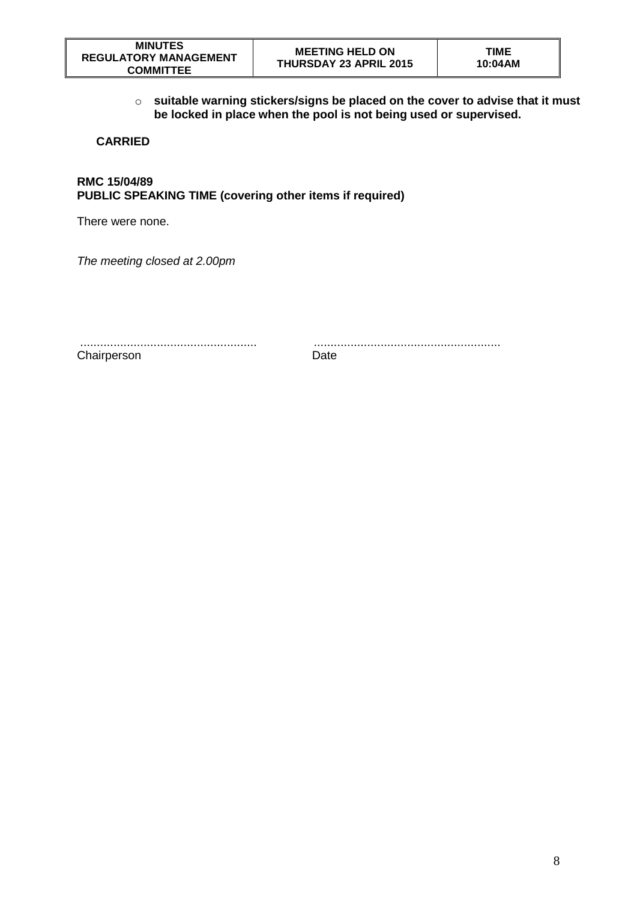- **suitable warning stickers/signs be placed on the cover to advise that it must be locked in place when the pool is not being used or supervised.**

**CARRIED**

**RMC 15/04/89**
**PUBLIC SPEAKING TIME (covering other items if required)**

There were none.

*The meeting closed at 2.00pm*

..................................................... Chairperson

........................................................ Date